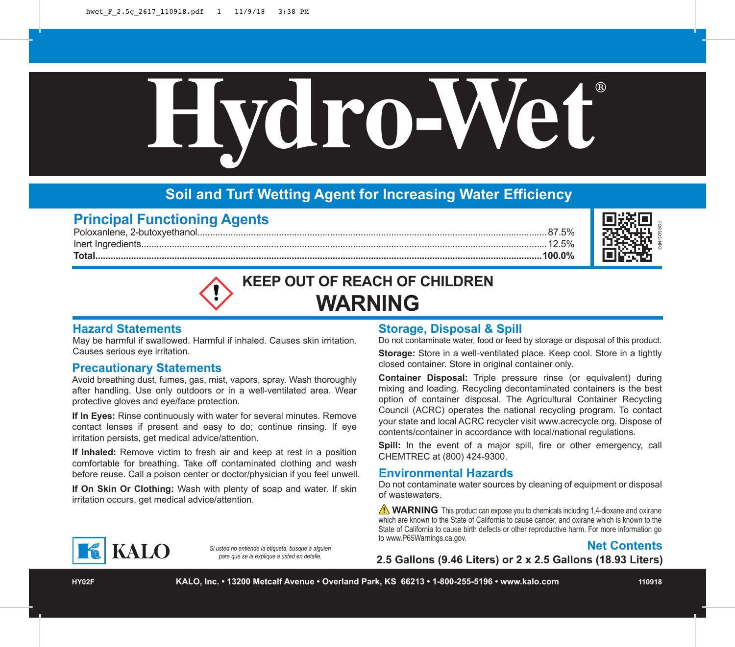# Hydro-Wet®

## Soil and Turf Wetting Agent for Increasing Water Efficiency

## Principal Functioning Agents

| Ingredient | % |
| --- | --- |
| Poloxanlene, 2-butoxyethanol | 87.5% |
| Inert Ingredients | 12.5% |
| **Total** | **100.0%** |

FOR SDS INFO

**KEEP OUT OF REACH OF CHILDREN**

# WARNING

## Hazard Statements

May be harmful if swallowed. Harmful if inhaled. Causes skin irritation. Causes serious eye irritation.

## Precautionary Statements

Avoid breathing dust, fumes, gas, mist, vapors, spray. Wash thoroughly after handling. Use only outdoors or in a well-ventilated area. Wear protective gloves and eye/face protection.

**If In Eyes:** Rinse continuously with water for several minutes. Remove contact lenses if present and easy to do; continue rinsing. If eye irritation persists, get medical advice/attention.

**If Inhaled:** Remove victim to fresh air and keep at rest in a position comfortable for breathing. Take off contaminated clothing and wash before reuse. Call a poison center or doctor/physician if you feel unwell.

**If On Skin Or Clothing:** Wash with plenty of soap and water. If skin irritation occurs, get medical advice/attention.

## Storage, Disposal & Spill

Do not contaminate water, food or feed by storage or disposal of this product.

**Storage:** Store in a well-ventilated place. Keep cool. Store in a tightly closed container. Store in original container only.

**Container Disposal:** Triple pressure rinse (or equivalent) during mixing and loading. Recycling decontaminated containers is the best option of container disposal. The Agricultural Container Recycling Council (ACRC) operates the national recycling program. To contact your state and local ACRC recycler visit www.acrecycle.org. Dispose of contents/container in accordance with local/national regulations.

**Spill:** In the event of a major spill, fire or other emergency, call CHEMTREC at (800) 424-9300.

## Environmental Hazards

Do not contaminate water sources by cleaning of equipment or disposal of wastewaters.

**WARNING** This product can expose you to chemicals including 1,4-dioxane and oxirane which are known to the State of California to cause cancer, and oxirane which is known to the State of California to cause birth defects or other reproductive harm. For more information go to www.P65Warnings.ca.gov.

KALO

*Si usted no entiende la etiqueta, busque a alguien para que se la explique a usted en detalle.*

## Net Contents

**2.5 Gallons (9.46 Liters) or 2 x 2.5 Gallons (18.93 Liters)**

HY02F   **KALO, Inc. • 13200 Metcalf Avenue • Overland Park, KS 66213 • 1-800-255-5196 • www.kalo.com**   110918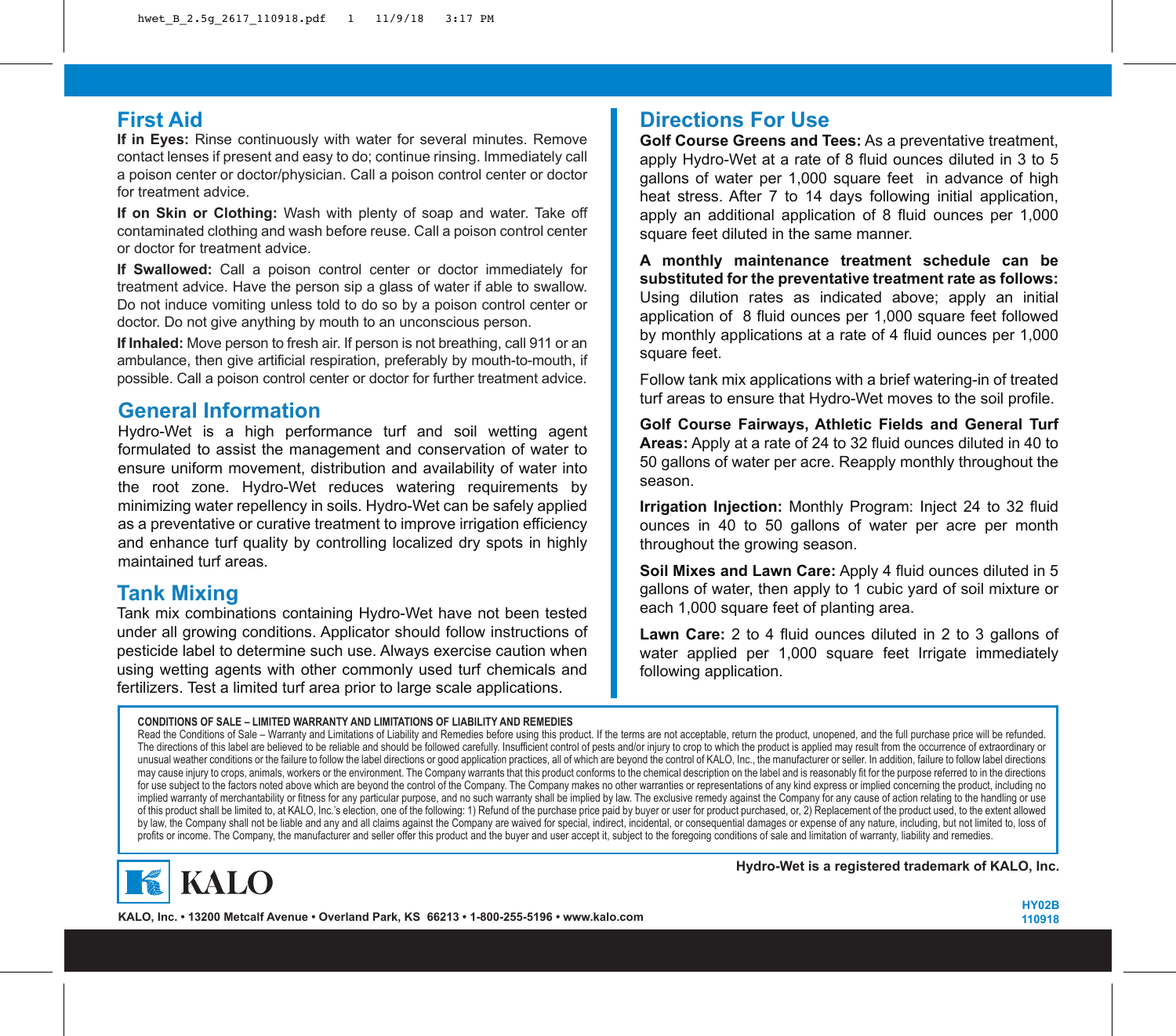## First Aid

**If in Eyes:** Rinse continuously with water for several minutes. Remove contact lenses if present and easy to do; continue rinsing. Immediately call a poison center or doctor/physician. Call a poison control center or doctor for treatment advice.

**If on Skin or Clothing:** Wash with plenty of soap and water. Take off contaminated clothing and wash before reuse. Call a poison control center or doctor for treatment advice.

**If Swallowed:** Call a poison control center or doctor immediately for treatment advice. Have the person sip a glass of water if able to swallow. Do not induce vomiting unless told to do so by a poison control center or doctor. Do not give anything by mouth to an unconscious person.

**If Inhaled:** Move person to fresh air. If person is not breathing, call 911 or an ambulance, then give artificial respiration, preferably by mouth-to-mouth, if possible. Call a poison control center or doctor for further treatment advice.

## General Information

Hydro-Wet is a high performance turf and soil wetting agent formulated to assist the management and conservation of water to ensure uniform movement, distribution and availability of water into the root zone. Hydro-Wet reduces watering requirements by minimizing water repellency in soils. Hydro-Wet can be safely applied as a preventative or curative treatment to improve irrigation efficiency and enhance turf quality by controlling localized dry spots in highly maintained turf areas.

## Tank Mixing

Tank mix combinations containing Hydro-Wet have not been tested under all growing conditions. Applicator should follow instructions of pesticide label to determine such use. Always exercise caution when using wetting agents with other commonly used turf chemicals and fertilizers. Test a limited turf area prior to large scale applications.

## Directions For Use

**Golf Course Greens and Tees:** As a preventative treatment, apply Hydro-Wet at a rate of 8 fluid ounces diluted in 3 to 5 gallons of water per 1,000 square feet in advance of high heat stress. After 7 to 14 days following initial application, apply an additional application of 8 fluid ounces per 1,000 square feet diluted in the same manner.

**A monthly maintenance treatment schedule can be substituted for the preventative treatment rate as follows:** Using dilution rates as indicated above; apply an initial application of 8 fluid ounces per 1,000 square feet followed by monthly applications at a rate of 4 fluid ounces per 1,000 square feet.

Follow tank mix applications with a brief watering-in of treated turf areas to ensure that Hydro-Wet moves to the soil profile.

**Golf Course Fairways, Athletic Fields and General Turf Areas:** Apply at a rate of 24 to 32 fluid ounces diluted in 40 to 50 gallons of water per acre. Reapply monthly throughout the season.

**Irrigation Injection:** Monthly Program: Inject 24 to 32 fluid ounces in 40 to 50 gallons of water per acre per month throughout the growing season.

**Soil Mixes and Lawn Care:** Apply 4 fluid ounces diluted in 5 gallons of water, then apply to 1 cubic yard of soil mixture or each 1,000 square feet of planting area.

**Lawn Care:** 2 to 4 fluid ounces diluted in 2 to 3 gallons of water applied per 1,000 square feet Irrigate immediately following application.

**CONDITIONS OF SALE – LIMITED WARRANTY AND LIMITATIONS OF LIABILITY AND REMEDIES**

Read the Conditions of Sale – Warranty and Limitations of Liability and Remedies before using this product. If the terms are not acceptable, return the product, unopened, and the full purchase price will be refunded. The directions of this label are believed to be reliable and should be followed carefully. Insufficient control of pests and/or injury to crop to which the product is applied may result from the occurrence of extraordinary or unusual weather conditions or the failure to follow the label directions or good application practices, all of which are beyond the control of KALO, Inc., the manufacturer or seller. In addition, failure to follow label directions may cause injury to crops, animals, workers or the environment. The Company warrants that this product conforms to the chemical description on the label and is reasonably fit for the purpose referred to in the directions for use subject to the factors noted above which are beyond the control of the Company. The Company makes no other warranties or representations of any kind express or implied concerning the product, including no implied warranty of merchantability or fitness for any particular purpose, and no such warranty shall be implied by law. The exclusive remedy against the Company for any cause of action relating to the handling or use of this product shall be limited to, at KALO, Inc.'s election, one of the following: 1) Refund of the purchase price paid by buyer or user for product purchased, or, 2) Replacement of the product used, to the extent allowed by law, the Company shall not be liable and any and all claims against the Company are waived for special, indirect, incidental, or consequential damages or expense of any nature, including, but not limited to, loss of profits or income. The Company, the manufacturer and seller offer this product and the buyer and user accept it, subject to the foregoing conditions of sale and limitation of warranty, liability and remedies.

KALO

**Hydro-Wet is a registered trademark of KALO, Inc.**

**KALO, Inc. • 13200 Metcalf Avenue • Overland Park, KS 66213 • 1-800-255-5196 • www.kalo.com**

**HY02B**
**110918**